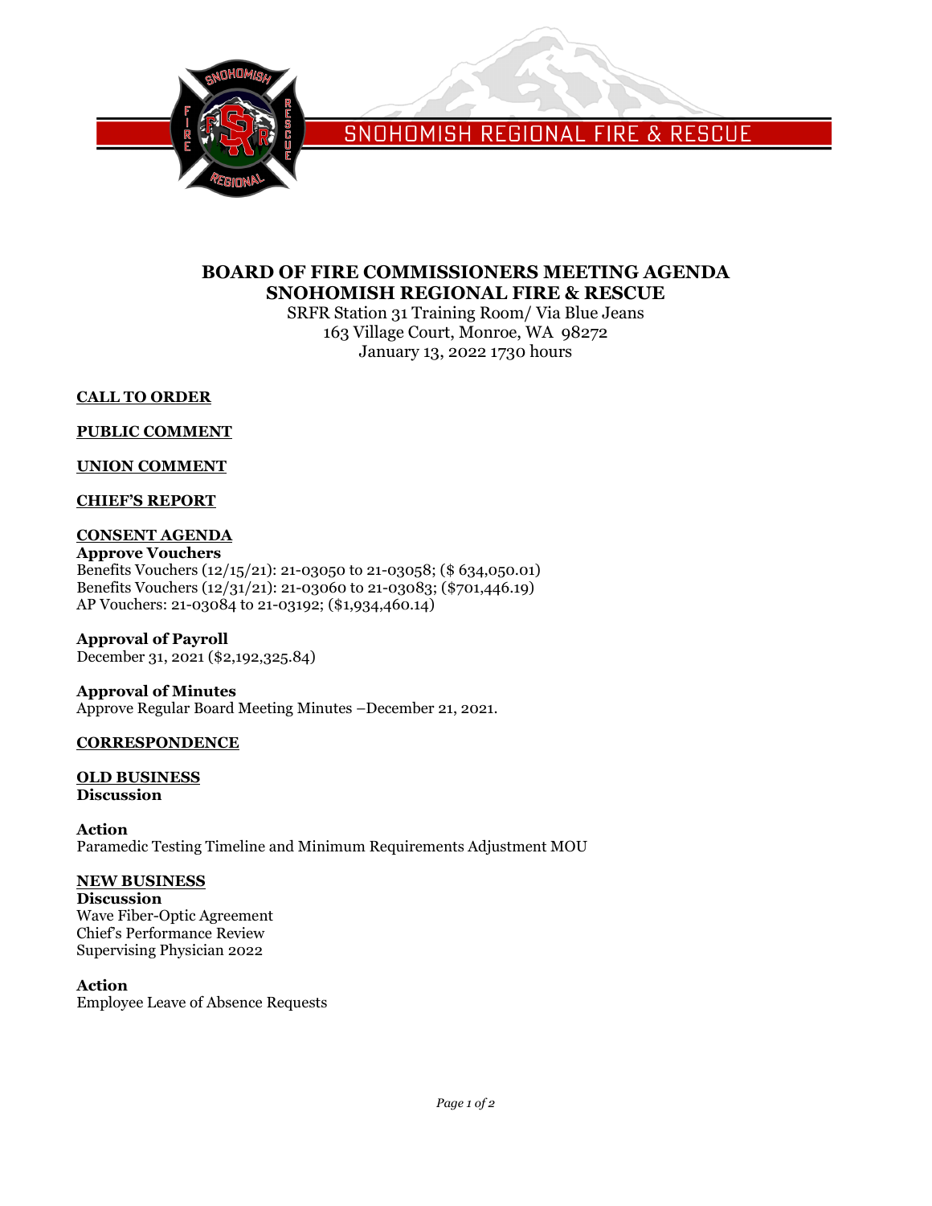SNOHOMISH REGIONAL FIRE & RESCUE

# BOARD OF FIRE COMMISSIONERS MEETING AGENDA
# SNOHOMISH REGIONAL FIRE & RESCUE

SRFR Station 31 Training Room/ Via Blue Jeans
163 Village Court, Monroe, WA 98272
January 13, 2022 1730 hours

## CALL TO ORDER

## PUBLIC COMMENT

## UNION COMMENT

## CHIEF'S REPORT

## CONSENT AGENDA

**Approve Vouchers**
Benefits Vouchers (12/15/21): 21-03050 to 21-03058; ($ 634,050.01)
Benefits Vouchers (12/31/21): 21-03060 to 21-03083; ($701,446.19)
AP Vouchers: 21-03084 to 21-03192; ($1,934,460.14)

**Approval of Payroll**
December 31, 2021 ($2,192,325.84)

**Approval of Minutes**
Approve Regular Board Meeting Minutes –December 21, 2021.

## CORRESPONDENCE

## OLD BUSINESS

**Discussion**

**Action**
Paramedic Testing Timeline and Minimum Requirements Adjustment MOU

## NEW BUSINESS

**Discussion**
Wave Fiber-Optic Agreement
Chief's Performance Review
Supervising Physician 2022

**Action**
Employee Leave of Absence Requests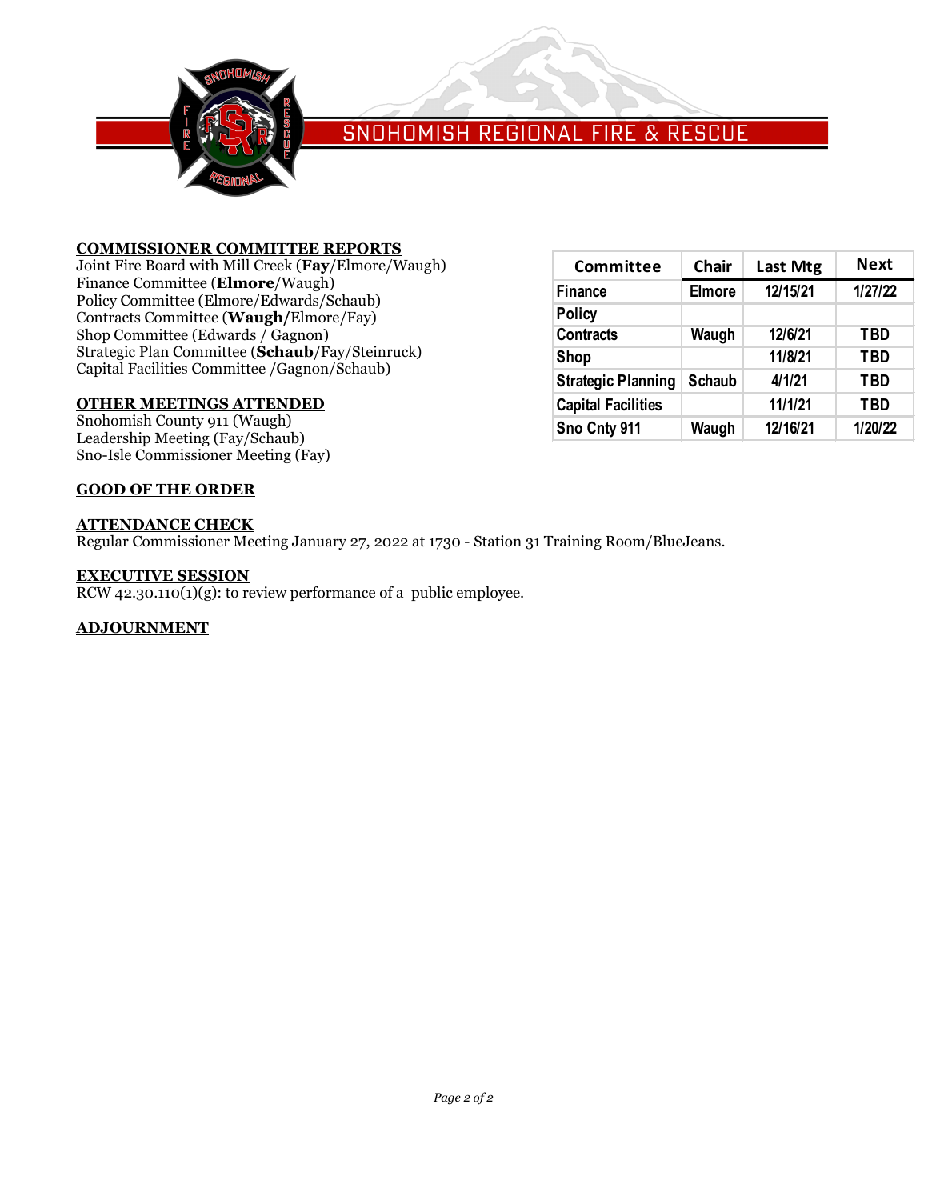SNOHOMISH REGIONAL FIRE & RESCUE

**COMMISSIONER COMMITTEE REPORTS**

Joint Fire Board with Mill Creek (**Fay**/Elmore/Waugh)
Finance Committee (**Elmore**/Waugh)
Policy Committee (Elmore/Edwards/Schaub)
Contracts Committee (**Waugh/**Elmore/Fay)
Shop Committee (Edwards / Gagnon)
Strategic Plan Committee (**Schaub**/Fay/Steinruck)
Capital Facilities Committee /Gagnon/Schaub)

| Committee | Chair | Last Mtg | Next |
|---|---|---|---|
| Finance | Elmore | 12/15/21 | 1/27/22 |
| Policy | | | |
| Contracts | Waugh | 12/6/21 | TBD |
| Shop | | 11/8/21 | TBD |
| Strategic Planning | Schaub | 4/1/21 | TBD |
| Capital Facilities | | 11/1/21 | TBD |
| Sno Cnty 911 | Waugh | 12/16/21 | 1/20/22 |

**OTHER MEETINGS ATTENDED**

Snohomish County 911 (Waugh)
Leadership Meeting (Fay/Schaub)
Sno-Isle Commissioner Meeting (Fay)

**GOOD OF THE ORDER**

**ATTENDANCE CHECK**

Regular Commissioner Meeting January 27, 2022 at 1730 - Station 31 Training Room/BlueJeans.

**EXECUTIVE SESSION**

RCW 42.30.110(1)(g): to review performance of a public employee.

**ADJOURNMENT**